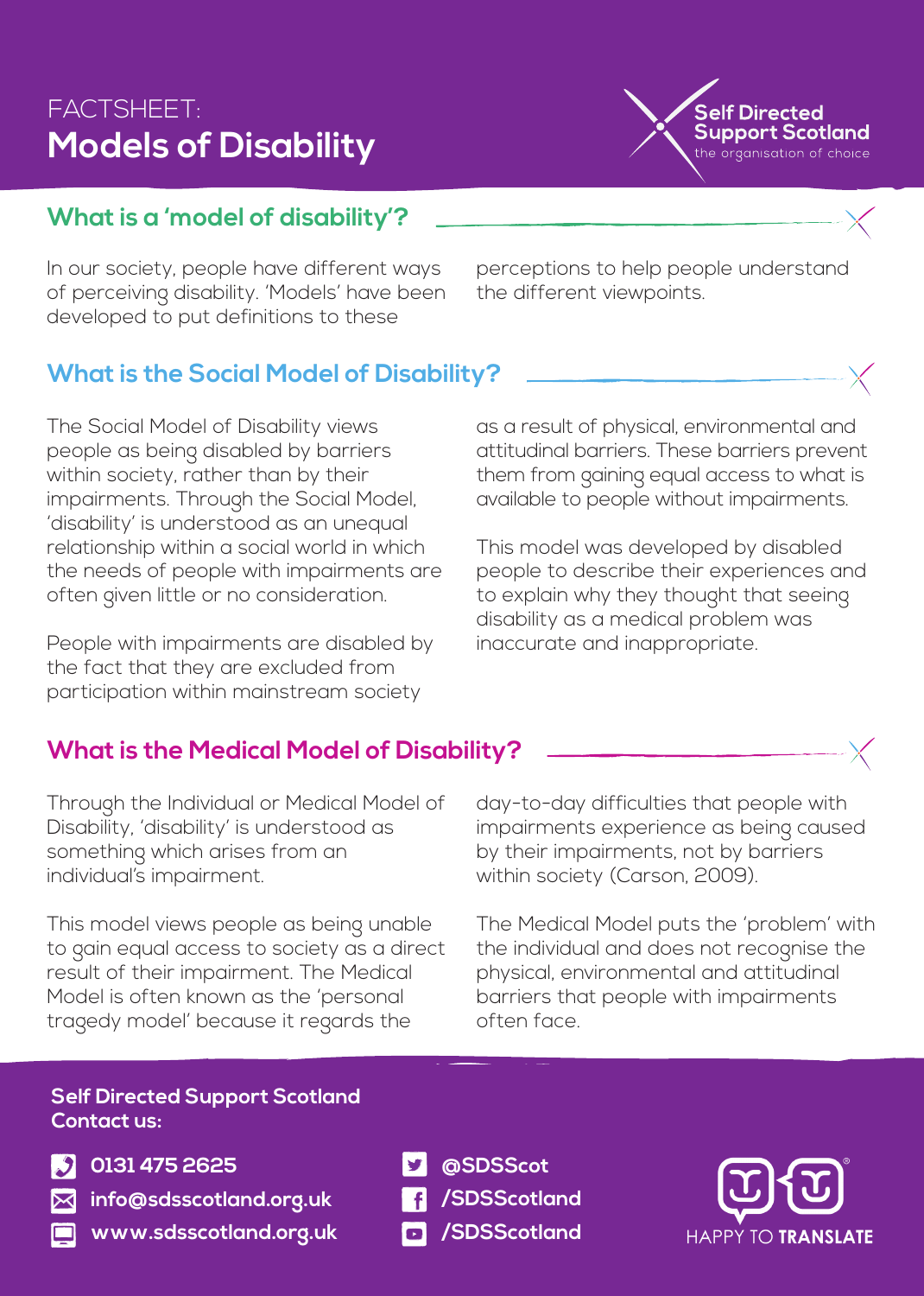FACTSHEET:

# Models of Disability

Self Directed Support Scotland
the organisation of choice

## What is a 'model of disability'?

In our society, people have different ways of perceiving disability. 'Models' have been developed to put definitions to these perceptions to help people understand the different viewpoints.

## What is the Social Model of Disability?

The Social Model of Disability views people as being disabled by barriers within society, rather than by their impairments. Through the Social Model, 'disability' is understood as an unequal relationship within a social world in which the needs of people with impairments are often given little or no consideration.

People with impairments are disabled by the fact that they are excluded from participation within mainstream society as a result of physical, environmental and attitudinal barriers. These barriers prevent them from gaining equal access to what is available to people without impairments.

This model was developed by disabled people to describe their experiences and to explain why they thought that seeing disability as a medical problem was inaccurate and inappropriate.

## What is the Medical Model of Disability?

Through the Individual or Medical Model of Disability, 'disability' is understood as something which arises from an individual's impairment.

This model views people as being unable to gain equal access to society as a direct result of their impairment. The Medical Model is often known as the 'personal tragedy model' because it regards the day-to-day difficulties that people with impairments experience as being caused by their impairments, not by barriers within society (Carson, 2009).

The Medical Model puts the 'problem' with the individual and does not recognise the physical, environmental and attitudinal barriers that people with impairments often face.

**Self Directed Support Scotland**
**Contact us:**

- 0131 475 2625
- info@sdsscotland.org.uk
- www.sdsscotland.org.uk
- @SDSScot
- /SDSScotland
- /SDSScotland

HAPPY TO TRANSLATE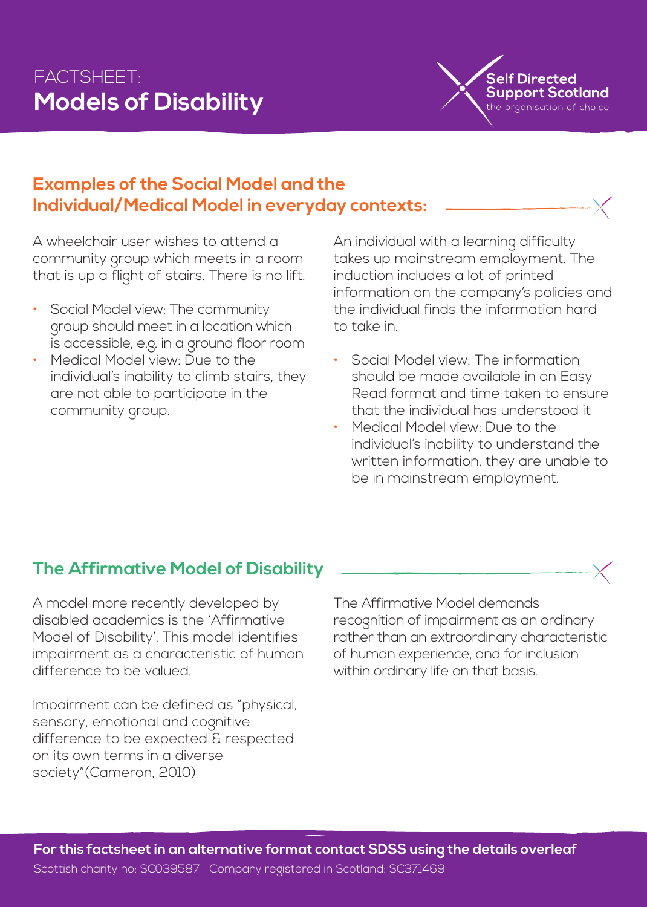FACTSHEET:

# Models of Disability

## Examples of the Social Model and the Individual/Medical Model in everyday contexts:

A wheelchair user wishes to attend a community group which meets in a room that is up a flight of stairs. There is no lift.

- Social Model view: The community group should meet in a location which is accessible, e.g. in a ground floor room
- Medical Model view: Due to the individual's inability to climb stairs, they are not able to participate in the community group.

An individual with a learning difficulty takes up mainstream employment. The induction includes a lot of printed information on the company's policies and the individual finds the information hard to take in.

- Social Model view: The information should be made available in an Easy Read format and time taken to ensure that the individual has understood it
- Medical Model view: Due to the individual's inability to understand the written information, they are unable to be in mainstream employment.

## The Affirmative Model of Disability

A model more recently developed by disabled academics is the 'Affirmative Model of Disability'. This model identifies impairment as a characteristic of human difference to be valued.

Impairment can be defined as "physical, sensory, emotional and cognitive difference to be expected & respected on its own terms in a diverse society"(Cameron, 2010)

The Affirmative Model demands recognition of impairment as an ordinary rather than an extraordinary characteristic of human experience, and for inclusion within ordinary life on that basis.

**For this factsheet in an alternative format contact SDSS using the details overleaf**

Scottish charity no: SC039587 Company registered in Scotland: SC371469